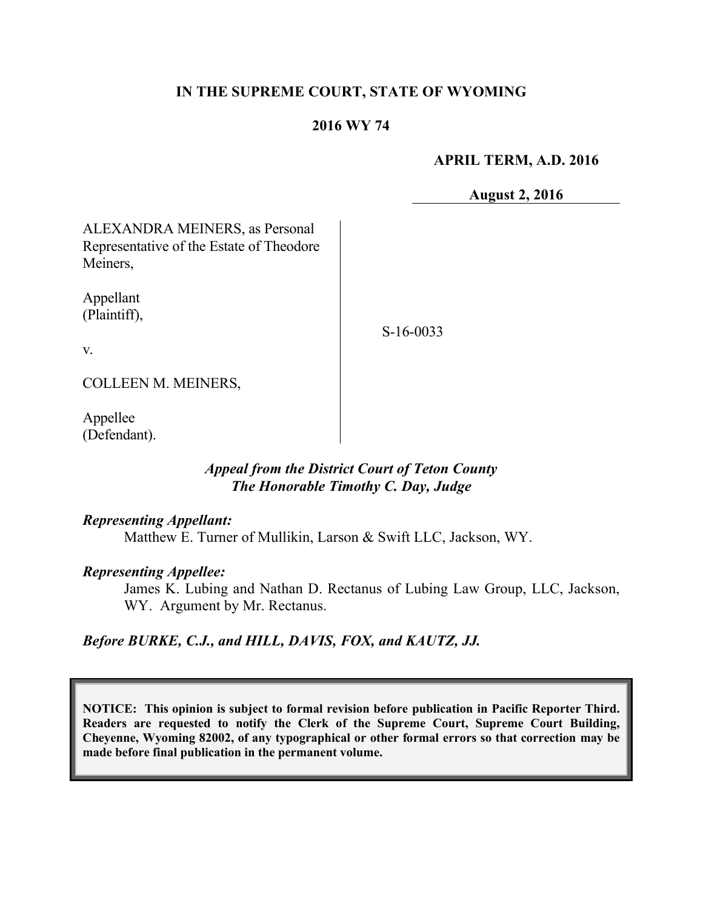**IN THE SUPREME COURT, STATE OF WYOMING**

**2016 WY 74**

**APRIL TERM, A.D. 2016**

**August 2, 2016**

ALEXANDRA MEINERS, as Personal Representative of the Estate of Theodore Meiners,

Appellant (Plaintiff),

v.

COLLEEN M. MEINERS,

Appellee (Defendant).

S-16-0033

*Appeal from the District Court of Teton County*
*The Honorable Timothy C. Day, Judge*

***Representing Appellant:***
Matthew E. Turner of Mullikin, Larson & Swift LLC, Jackson, WY.

***Representing Appellee:***
James K. Lubing and Nathan D. Rectanus of Lubing Law Group, LLC, Jackson, WY. Argument by Mr. Rectanus.

***Before BURKE, C.J., and HILL, DAVIS, FOX, and KAUTZ, JJ.***

**NOTICE: This opinion is subject to formal revision before publication in Pacific Reporter Third. Readers are requested to notify the Clerk of the Supreme Court, Supreme Court Building, Cheyenne, Wyoming 82002, of any typographical or other formal errors so that correction may be made before final publication in the permanent volume.**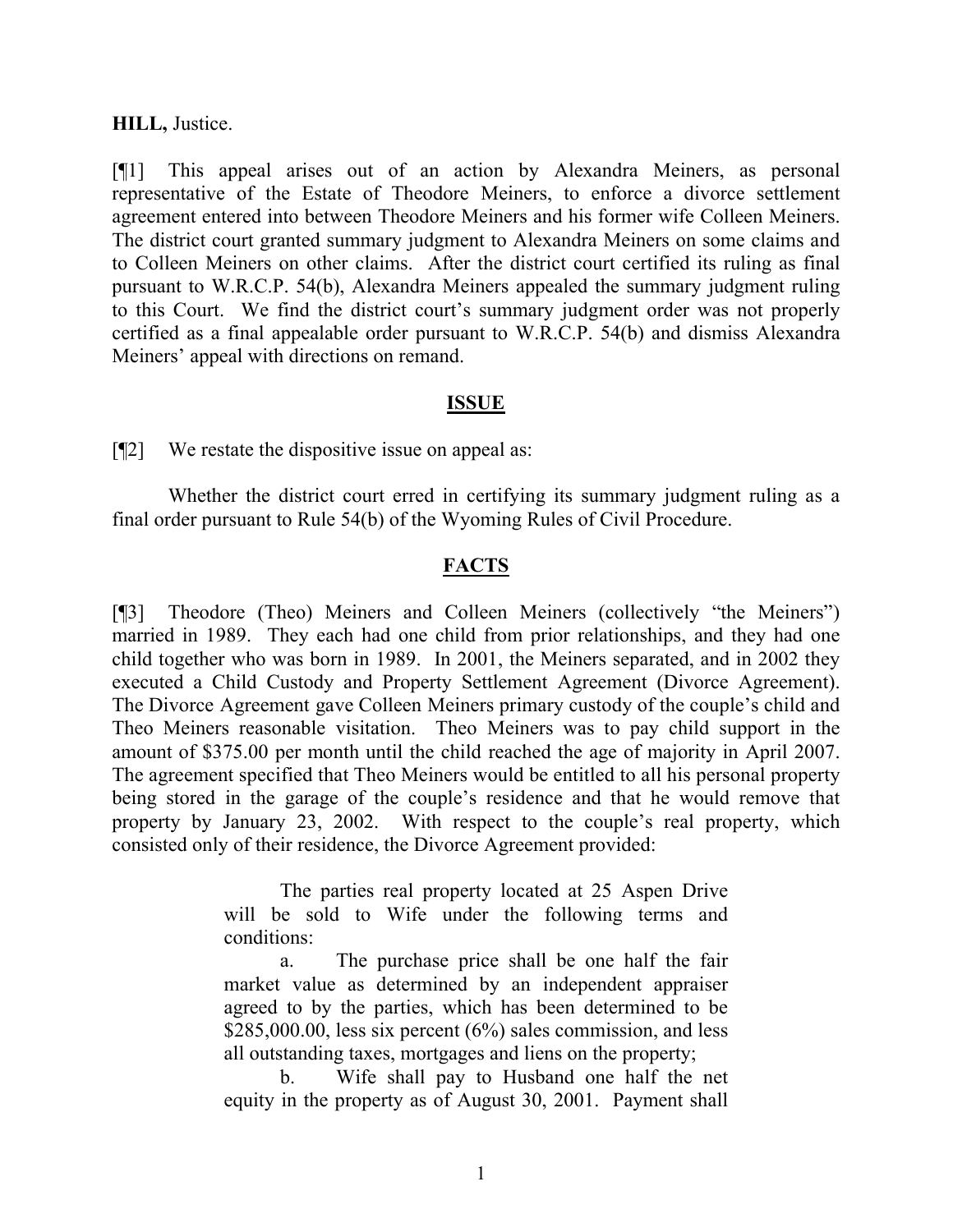**HILL,** Justice.

[¶1] This appeal arises out of an action by Alexandra Meiners, as personal representative of the Estate of Theodore Meiners, to enforce a divorce settlement agreement entered into between Theodore Meiners and his former wife Colleen Meiners. The district court granted summary judgment to Alexandra Meiners on some claims and to Colleen Meiners on other claims. After the district court certified its ruling as final pursuant to W.R.C.P. 54(b), Alexandra Meiners appealed the summary judgment ruling to this Court. We find the district court's summary judgment order was not properly certified as a final appealable order pursuant to W.R.C.P. 54(b) and dismiss Alexandra Meiners' appeal with directions on remand.

## ISSUE

[¶2] We restate the dispositive issue on appeal as:

Whether the district court erred in certifying its summary judgment ruling as a final order pursuant to Rule 54(b) of the Wyoming Rules of Civil Procedure.

## FACTS

[¶3] Theodore (Theo) Meiners and Colleen Meiners (collectively "the Meiners") married in 1989. They each had one child from prior relationships, and they had one child together who was born in 1989. In 2001, the Meiners separated, and in 2002 they executed a Child Custody and Property Settlement Agreement (Divorce Agreement). The Divorce Agreement gave Colleen Meiners primary custody of the couple's child and Theo Meiners reasonable visitation. Theo Meiners was to pay child support in the amount of $375.00 per month until the child reached the age of majority in April 2007. The agreement specified that Theo Meiners would be entitled to all his personal property being stored in the garage of the couple's residence and that he would remove that property by January 23, 2002. With respect to the couple's real property, which consisted only of their residence, the Divorce Agreement provided:

> The parties real property located at 25 Aspen Drive will be sold to Wife under the following terms and conditions:
>
> a. The purchase price shall be one half the fair market value as determined by an independent appraiser agreed to by the parties, which has been determined to be $285,000.00, less six percent (6%) sales commission, and less all outstanding taxes, mortgages and liens on the property;
>
> b. Wife shall pay to Husband one half the net equity in the property as of August 30, 2001. Payment shall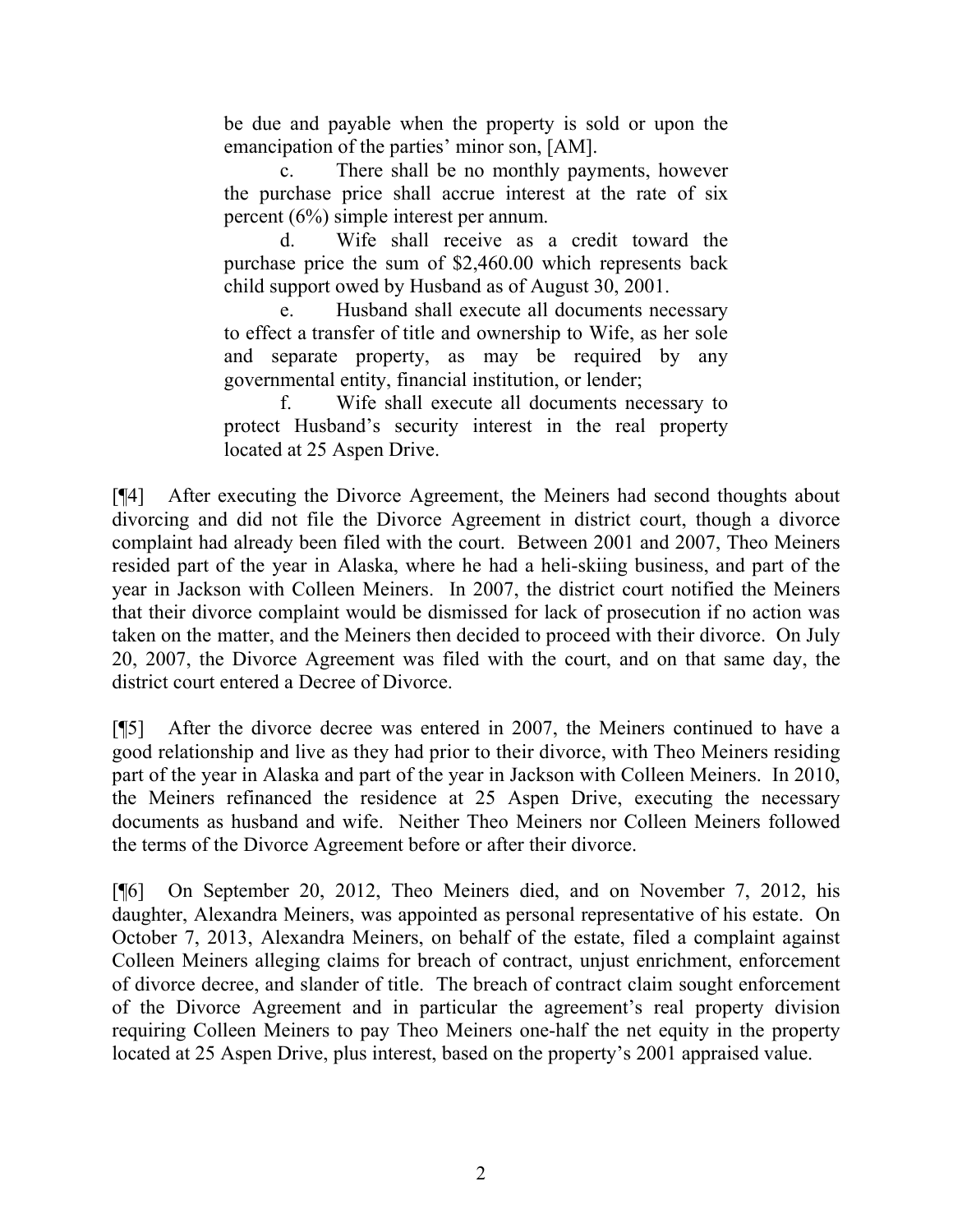> be due and payable when the property is sold or upon the emancipation of the parties' minor son, [AM].
>
> c. There shall be no monthly payments, however the purchase price shall accrue interest at the rate of six percent (6%) simple interest per annum.
>
> d. Wife shall receive as a credit toward the purchase price the sum of $2,460.00 which represents back child support owed by Husband as of August 30, 2001.
>
> e. Husband shall execute all documents necessary to effect a transfer of title and ownership to Wife, as her sole and separate property, as may be required by any governmental entity, financial institution, or lender;
>
> f. Wife shall execute all documents necessary to protect Husband's security interest in the real property located at 25 Aspen Drive.

[¶4] After executing the Divorce Agreement, the Meiners had second thoughts about divorcing and did not file the Divorce Agreement in district court, though a divorce complaint had already been filed with the court. Between 2001 and 2007, Theo Meiners resided part of the year in Alaska, where he had a heli-skiing business, and part of the year in Jackson with Colleen Meiners. In 2007, the district court notified the Meiners that their divorce complaint would be dismissed for lack of prosecution if no action was taken on the matter, and the Meiners then decided to proceed with their divorce. On July 20, 2007, the Divorce Agreement was filed with the court, and on that same day, the district court entered a Decree of Divorce.

[¶5] After the divorce decree was entered in 2007, the Meiners continued to have a good relationship and live as they had prior to their divorce, with Theo Meiners residing part of the year in Alaska and part of the year in Jackson with Colleen Meiners. In 2010, the Meiners refinanced the residence at 25 Aspen Drive, executing the necessary documents as husband and wife. Neither Theo Meiners nor Colleen Meiners followed the terms of the Divorce Agreement before or after their divorce.

[¶6] On September 20, 2012, Theo Meiners died, and on November 7, 2012, his daughter, Alexandra Meiners, was appointed as personal representative of his estate. On October 7, 2013, Alexandra Meiners, on behalf of the estate, filed a complaint against Colleen Meiners alleging claims for breach of contract, unjust enrichment, enforcement of divorce decree, and slander of title. The breach of contract claim sought enforcement of the Divorce Agreement and in particular the agreement's real property division requiring Colleen Meiners to pay Theo Meiners one-half the net equity in the property located at 25 Aspen Drive, plus interest, based on the property's 2001 appraised value.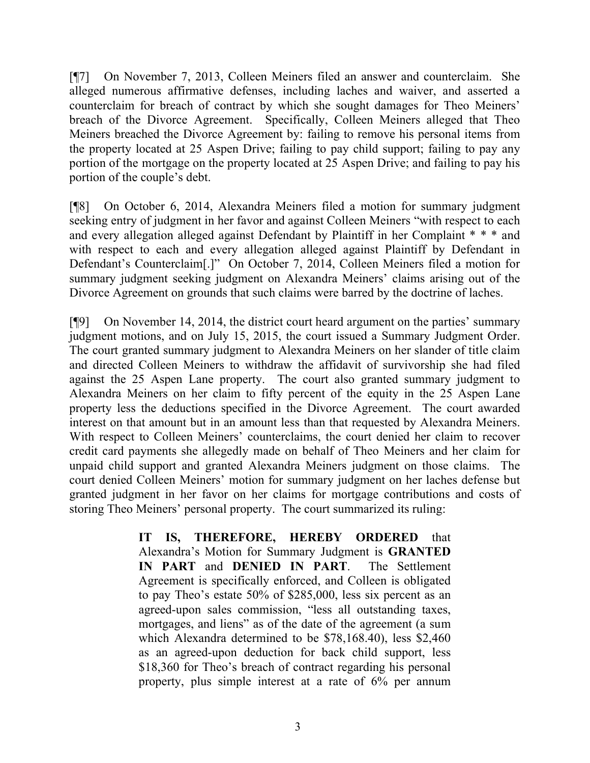[¶7] On November 7, 2013, Colleen Meiners filed an answer and counterclaim. She alleged numerous affirmative defenses, including laches and waiver, and asserted a counterclaim for breach of contract by which she sought damages for Theo Meiners' breach of the Divorce Agreement. Specifically, Colleen Meiners alleged that Theo Meiners breached the Divorce Agreement by: failing to remove his personal items from the property located at 25 Aspen Drive; failing to pay child support; failing to pay any portion of the mortgage on the property located at 25 Aspen Drive; and failing to pay his portion of the couple's debt.

[¶8] On October 6, 2014, Alexandra Meiners filed a motion for summary judgment seeking entry of judgment in her favor and against Colleen Meiners "with respect to each and every allegation alleged against Defendant by Plaintiff in her Complaint * * * and with respect to each and every allegation alleged against Plaintiff by Defendant in Defendant's Counterclaim[.]" On October 7, 2014, Colleen Meiners filed a motion for summary judgment seeking judgment on Alexandra Meiners' claims arising out of the Divorce Agreement on grounds that such claims were barred by the doctrine of laches.

[¶9] On November 14, 2014, the district court heard argument on the parties' summary judgment motions, and on July 15, 2015, the court issued a Summary Judgment Order. The court granted summary judgment to Alexandra Meiners on her slander of title claim and directed Colleen Meiners to withdraw the affidavit of survivorship she had filed against the 25 Aspen Lane property. The court also granted summary judgment to Alexandra Meiners on her claim to fifty percent of the equity in the 25 Aspen Lane property less the deductions specified in the Divorce Agreement. The court awarded interest on that amount but in an amount less than that requested by Alexandra Meiners. With respect to Colleen Meiners' counterclaims, the court denied her claim to recover credit card payments she allegedly made on behalf of Theo Meiners and her claim for unpaid child support and granted Alexandra Meiners judgment on those claims. The court denied Colleen Meiners' motion for summary judgment on her laches defense but granted judgment in her favor on her claims for mortgage contributions and costs of storing Theo Meiners' personal property. The court summarized its ruling:

> **IT IS, THEREFORE, HEREBY ORDERED** that Alexandra's Motion for Summary Judgment is **GRANTED IN PART** and **DENIED IN PART**. The Settlement Agreement is specifically enforced, and Colleen is obligated to pay Theo's estate 50% of $285,000, less six percent as an agreed-upon sales commission, "less all outstanding taxes, mortgages, and liens" as of the date of the agreement (a sum which Alexandra determined to be $78,168.40), less $2,460 as an agreed-upon deduction for back child support, less $18,360 for Theo's breach of contract regarding his personal property, plus simple interest at a rate of 6% per annum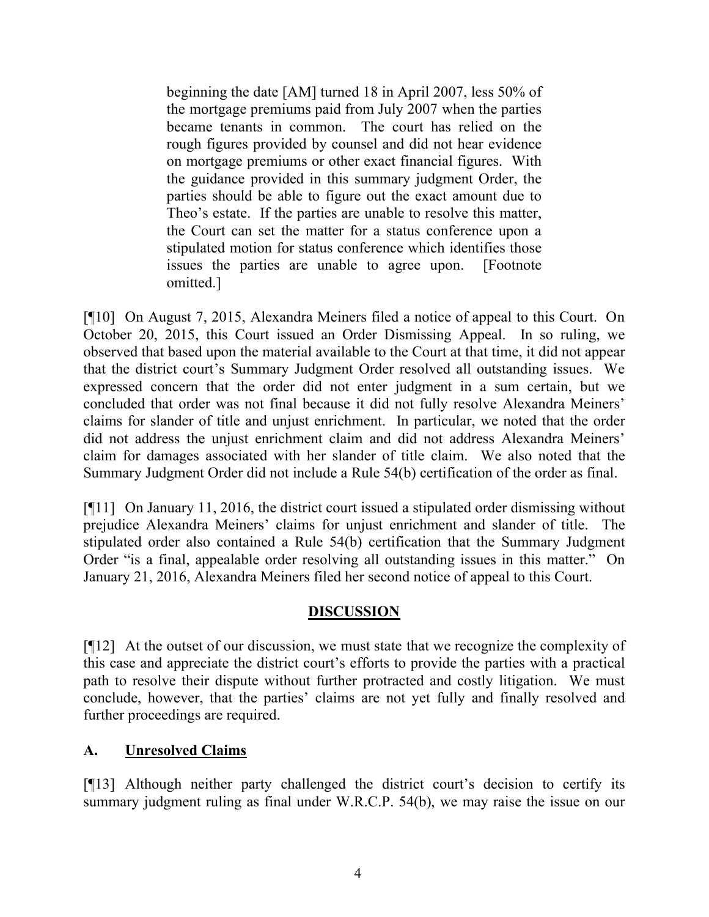> beginning the date [AM] turned 18 in April 2007, less 50% of the mortgage premiums paid from July 2007 when the parties became tenants in common. The court has relied on the rough figures provided by counsel and did not hear evidence on mortgage premiums or other exact financial figures. With the guidance provided in this summary judgment Order, the parties should be able to figure out the exact amount due to Theo's estate. If the parties are unable to resolve this matter, the Court can set the matter for a status conference upon a stipulated motion for status conference which identifies those issues the parties are unable to agree upon. [Footnote omitted.]

[¶10] On August 7, 2015, Alexandra Meiners filed a notice of appeal to this Court. On October 20, 2015, this Court issued an Order Dismissing Appeal. In so ruling, we observed that based upon the material available to the Court at that time, it did not appear that the district court's Summary Judgment Order resolved all outstanding issues. We expressed concern that the order did not enter judgment in a sum certain, but we concluded that order was not final because it did not fully resolve Alexandra Meiners' claims for slander of title and unjust enrichment. In particular, we noted that the order did not address the unjust enrichment claim and did not address Alexandra Meiners' claim for damages associated with her slander of title claim. We also noted that the Summary Judgment Order did not include a Rule 54(b) certification of the order as final.

[¶11] On January 11, 2016, the district court issued a stipulated order dismissing without prejudice Alexandra Meiners' claims for unjust enrichment and slander of title. The stipulated order also contained a Rule 54(b) certification that the Summary Judgment Order "is a final, appealable order resolving all outstanding issues in this matter." On January 21, 2016, Alexandra Meiners filed her second notice of appeal to this Court.

## DISCUSSION

[¶12] At the outset of our discussion, we must state that we recognize the complexity of this case and appreciate the district court's efforts to provide the parties with a practical path to resolve their dispute without further protracted and costly litigation. We must conclude, however, that the parties' claims are not yet fully and finally resolved and further proceedings are required.

### A. Unresolved Claims

[¶13] Although neither party challenged the district court's decision to certify its summary judgment ruling as final under W.R.C.P. 54(b), we may raise the issue on our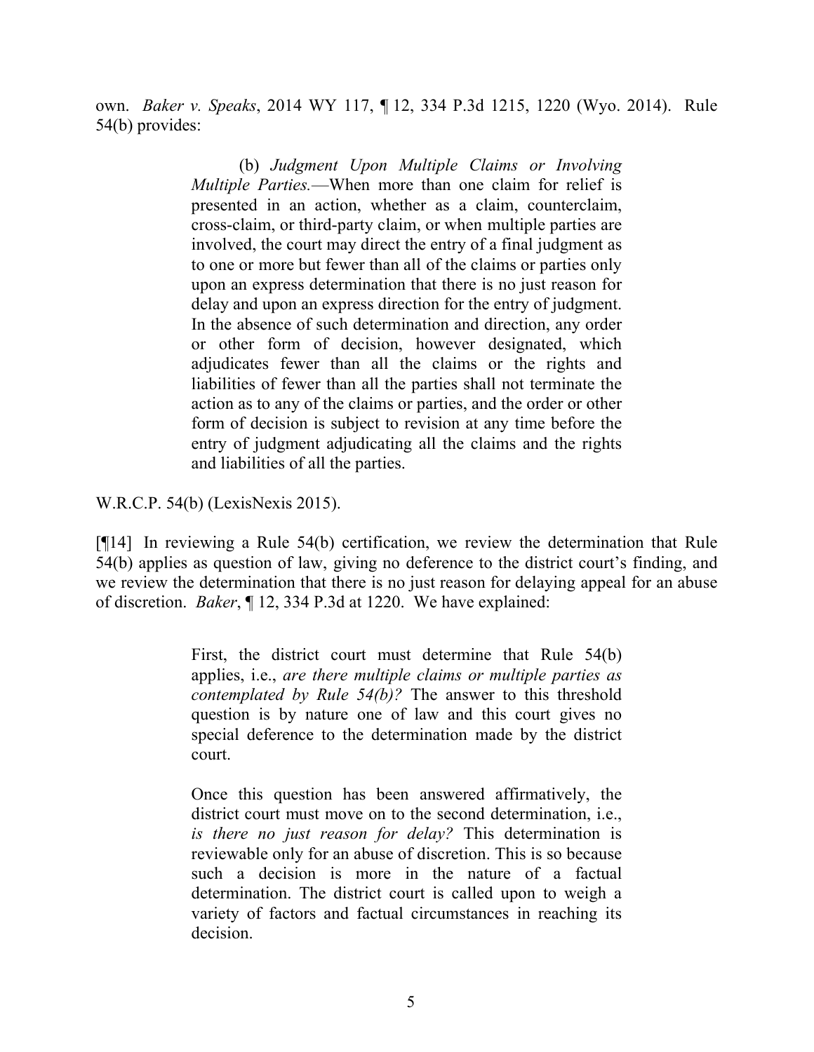own. *Baker v. Speaks*, 2014 WY 117, ¶ 12, 334 P.3d 1215, 1220 (Wyo. 2014). Rule 54(b) provides:

> (b) *Judgment Upon Multiple Claims or Involving Multiple Parties.*—When more than one claim for relief is presented in an action, whether as a claim, counterclaim, cross-claim, or third-party claim, or when multiple parties are involved, the court may direct the entry of a final judgment as to one or more but fewer than all of the claims or parties only upon an express determination that there is no just reason for delay and upon an express direction for the entry of judgment. In the absence of such determination and direction, any order or other form of decision, however designated, which adjudicates fewer than all the claims or the rights and liabilities of fewer than all the parties shall not terminate the action as to any of the claims or parties, and the order or other form of decision is subject to revision at any time before the entry of judgment adjudicating all the claims and the rights and liabilities of all the parties.

W.R.C.P. 54(b) (LexisNexis 2015).

[¶14] In reviewing a Rule 54(b) certification, we review the determination that Rule 54(b) applies as question of law, giving no deference to the district court's finding, and we review the determination that there is no just reason for delaying appeal for an abuse of discretion. *Baker*, ¶ 12, 334 P.3d at 1220. We have explained:

> First, the district court must determine that Rule 54(b) applies, i.e., *are there multiple claims or multiple parties as contemplated by Rule 54(b)?* The answer to this threshold question is by nature one of law and this court gives no special deference to the determination made by the district court.
>
> Once this question has been answered affirmatively, the district court must move on to the second determination, i.e., *is there no just reason for delay?* This determination is reviewable only for an abuse of discretion. This is so because such a decision is more in the nature of a factual determination. The district court is called upon to weigh a variety of factors and factual circumstances in reaching its decision.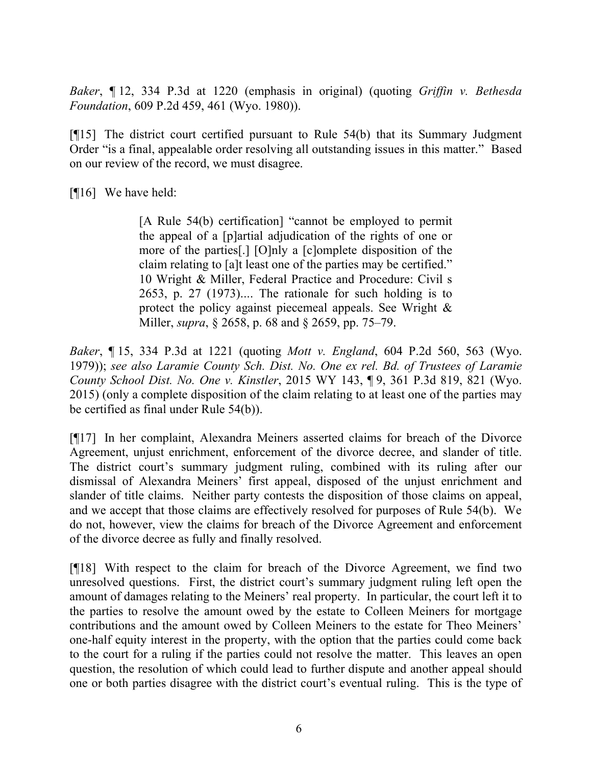*Baker*, ¶ 12, 334 P.3d at 1220 (emphasis in original) (quoting *Griffin v. Bethesda Foundation*, 609 P.2d 459, 461 (Wyo. 1980)).

[¶15] The district court certified pursuant to Rule 54(b) that its Summary Judgment Order "is a final, appealable order resolving all outstanding issues in this matter." Based on our review of the record, we must disagree.

[¶16] We have held:

> [A Rule 54(b) certification] "cannot be employed to permit the appeal of a [p]artial adjudication of the rights of one or more of the parties[.] [O]nly a [c]omplete disposition of the claim relating to [a]t least one of the parties may be certified." 10 Wright & Miller, Federal Practice and Procedure: Civil s 2653, p. 27 (1973).... The rationale for such holding is to protect the policy against piecemeal appeals. See Wright & Miller, *supra*, § 2658, p. 68 and § 2659, pp. 75–79.

*Baker*, ¶ 15, 334 P.3d at 1221 (quoting *Mott v. England*, 604 P.2d 560, 563 (Wyo. 1979)); *see also Laramie County Sch. Dist. No. One ex rel. Bd. of Trustees of Laramie County School Dist. No. One v. Kinstler*, 2015 WY 143, ¶ 9, 361 P.3d 819, 821 (Wyo. 2015) (only a complete disposition of the claim relating to at least one of the parties may be certified as final under Rule 54(b)).

[¶17] In her complaint, Alexandra Meiners asserted claims for breach of the Divorce Agreement, unjust enrichment, enforcement of the divorce decree, and slander of title. The district court's summary judgment ruling, combined with its ruling after our dismissal of Alexandra Meiners' first appeal, disposed of the unjust enrichment and slander of title claims. Neither party contests the disposition of those claims on appeal, and we accept that those claims are effectively resolved for purposes of Rule 54(b). We do not, however, view the claims for breach of the Divorce Agreement and enforcement of the divorce decree as fully and finally resolved.

[¶18] With respect to the claim for breach of the Divorce Agreement, we find two unresolved questions. First, the district court's summary judgment ruling left open the amount of damages relating to the Meiners' real property. In particular, the court left it to the parties to resolve the amount owed by the estate to Colleen Meiners for mortgage contributions and the amount owed by Colleen Meiners to the estate for Theo Meiners' one-half equity interest in the property, with the option that the parties could come back to the court for a ruling if the parties could not resolve the matter. This leaves an open question, the resolution of which could lead to further dispute and another appeal should one or both parties disagree with the district court's eventual ruling. This is the type of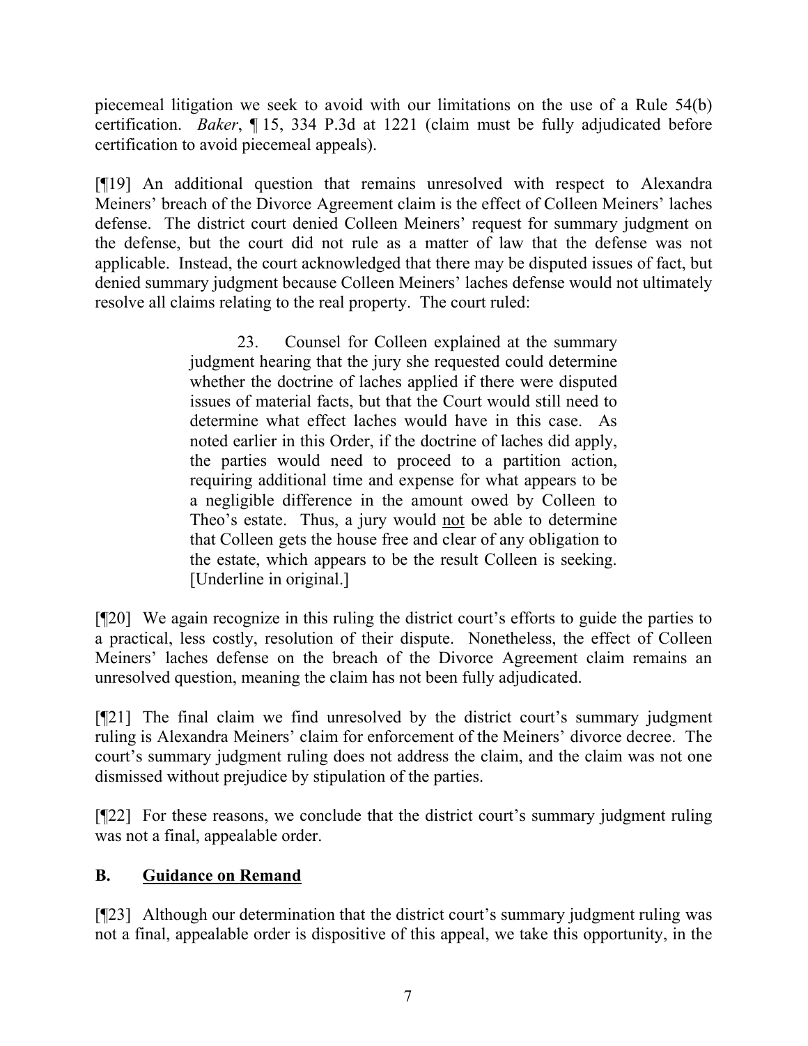piecemeal litigation we seek to avoid with our limitations on the use of a Rule 54(b) certification. *Baker*, ¶ 15, 334 P.3d at 1221 (claim must be fully adjudicated before certification to avoid piecemeal appeals).

[¶19] An additional question that remains unresolved with respect to Alexandra Meiners' breach of the Divorce Agreement claim is the effect of Colleen Meiners' laches defense. The district court denied Colleen Meiners' request for summary judgment on the defense, but the court did not rule as a matter of law that the defense was not applicable. Instead, the court acknowledged that there may be disputed issues of fact, but denied summary judgment because Colleen Meiners' laches defense would not ultimately resolve all claims relating to the real property. The court ruled:

> 23. Counsel for Colleen explained at the summary judgment hearing that the jury she requested could determine whether the doctrine of laches applied if there were disputed issues of material facts, but that the Court would still need to determine what effect laches would have in this case. As noted earlier in this Order, if the doctrine of laches did apply, the parties would need to proceed to a partition action, requiring additional time and expense for what appears to be a negligible difference in the amount owed by Colleen to Theo's estate. Thus, a jury would <u>not</u> be able to determine that Colleen gets the house free and clear of any obligation to the estate, which appears to be the result Colleen is seeking. [Underline in original.]

[¶20] We again recognize in this ruling the district court's efforts to guide the parties to a practical, less costly, resolution of their dispute. Nonetheless, the effect of Colleen Meiners' laches defense on the breach of the Divorce Agreement claim remains an unresolved question, meaning the claim has not been fully adjudicated.

[¶21] The final claim we find unresolved by the district court's summary judgment ruling is Alexandra Meiners' claim for enforcement of the Meiners' divorce decree. The court's summary judgment ruling does not address the claim, and the claim was not one dismissed without prejudice by stipulation of the parties.

[¶22] For these reasons, we conclude that the district court's summary judgment ruling was not a final, appealable order.

## B. <u>Guidance on Remand</u>

[¶23] Although our determination that the district court's summary judgment ruling was not a final, appealable order is dispositive of this appeal, we take this opportunity, in the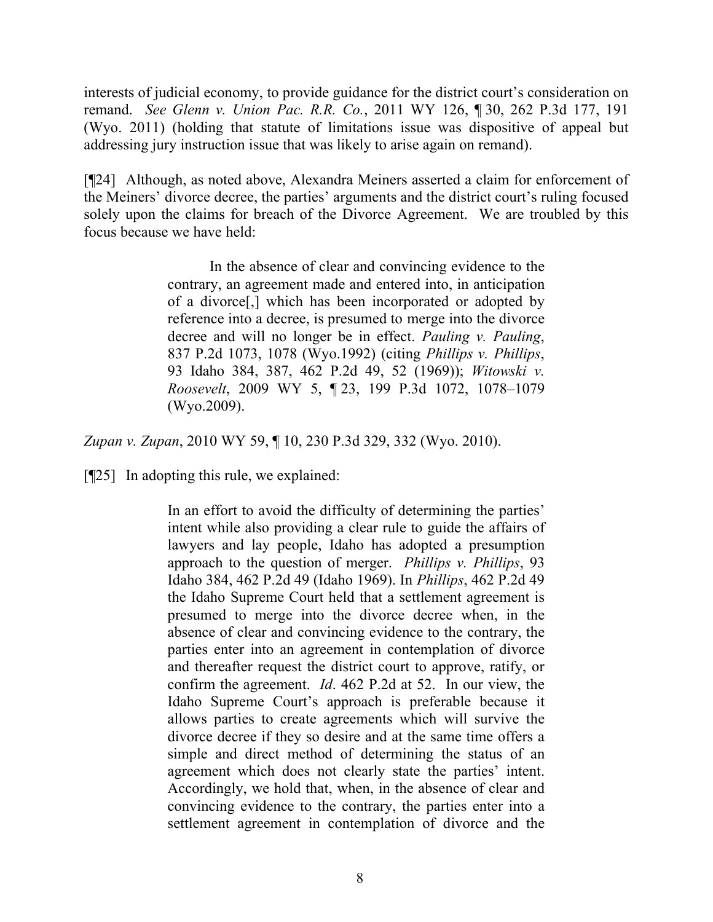interests of judicial economy, to provide guidance for the district court's consideration on remand. *See Glenn v. Union Pac. R.R. Co.*, 2011 WY 126, ¶ 30, 262 P.3d 177, 191 (Wyo. 2011) (holding that statute of limitations issue was dispositive of appeal but addressing jury instruction issue that was likely to arise again on remand).

[¶24] Although, as noted above, Alexandra Meiners asserted a claim for enforcement of the Meiners' divorce decree, the parties' arguments and the district court's ruling focused solely upon the claims for breach of the Divorce Agreement. We are troubled by this focus because we have held:

> In the absence of clear and convincing evidence to the contrary, an agreement made and entered into, in anticipation of a divorce[,] which has been incorporated or adopted by reference into a decree, is presumed to merge into the divorce decree and will no longer be in effect. *Pauling v. Pauling*, 837 P.2d 1073, 1078 (Wyo.1992) (citing *Phillips v. Phillips*, 93 Idaho 384, 387, 462 P.2d 49, 52 (1969)); *Witowski v. Roosevelt*, 2009 WY 5, ¶ 23, 199 P.3d 1072, 1078–1079 (Wyo.2009).

*Zupan v. Zupan*, 2010 WY 59, ¶ 10, 230 P.3d 329, 332 (Wyo. 2010).

[¶25] In adopting this rule, we explained:

> In an effort to avoid the difficulty of determining the parties' intent while also providing a clear rule to guide the affairs of lawyers and lay people, Idaho has adopted a presumption approach to the question of merger. *Phillips v. Phillips*, 93 Idaho 384, 462 P.2d 49 (Idaho 1969). In *Phillips*, 462 P.2d 49 the Idaho Supreme Court held that a settlement agreement is presumed to merge into the divorce decree when, in the absence of clear and convincing evidence to the contrary, the parties enter into an agreement in contemplation of divorce and thereafter request the district court to approve, ratify, or confirm the agreement. *Id*. 462 P.2d at 52. In our view, the Idaho Supreme Court's approach is preferable because it allows parties to create agreements which will survive the divorce decree if they so desire and at the same time offers a simple and direct method of determining the status of an agreement which does not clearly state the parties' intent. Accordingly, we hold that, when, in the absence of clear and convincing evidence to the contrary, the parties enter into a settlement agreement in contemplation of divorce and the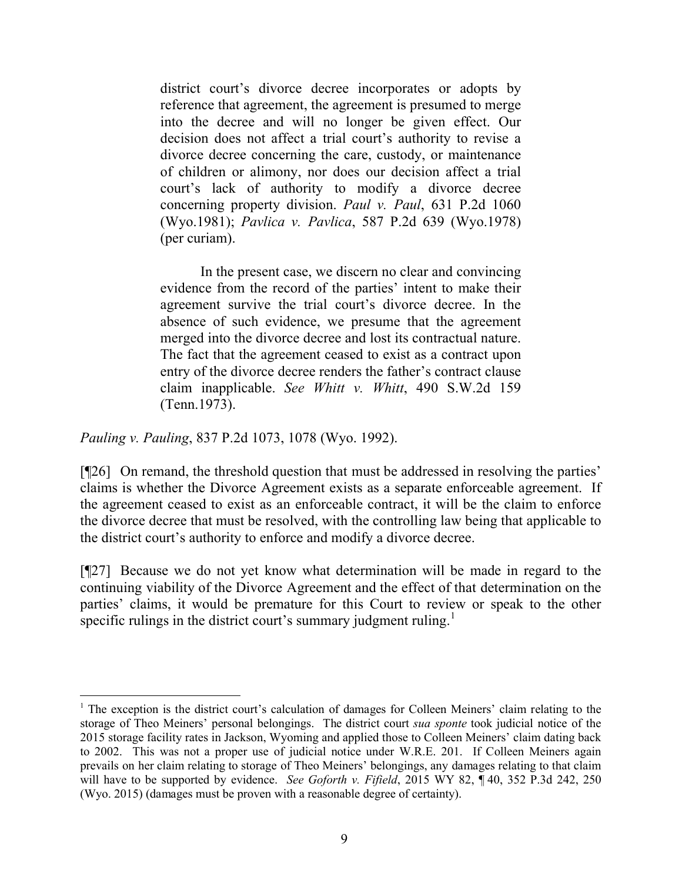> district court's divorce decree incorporates or adopts by reference that agreement, the agreement is presumed to merge into the decree and will no longer be given effect. Our decision does not affect a trial court's authority to revise a divorce decree concerning the care, custody, or maintenance of children or alimony, nor does our decision affect a trial court's lack of authority to modify a divorce decree concerning property division. *Paul v. Paul*, 631 P.2d 1060 (Wyo.1981); *Pavlica v. Pavlica*, 587 P.2d 639 (Wyo.1978) (per curiam).
>
> In the present case, we discern no clear and convincing evidence from the record of the parties' intent to make their agreement survive the trial court's divorce decree. In the absence of such evidence, we presume that the agreement merged into the divorce decree and lost its contractual nature. The fact that the agreement ceased to exist as a contract upon entry of the divorce decree renders the father's contract clause claim inapplicable. *See Whitt v. Whitt*, 490 S.W.2d 159 (Tenn.1973).

*Pauling v. Pauling*, 837 P.2d 1073, 1078 (Wyo. 1992).

[¶26] On remand, the threshold question that must be addressed in resolving the parties' claims is whether the Divorce Agreement exists as a separate enforceable agreement. If the agreement ceased to exist as an enforceable contract, it will be the claim to enforce the divorce decree that must be resolved, with the controlling law being that applicable to the district court's authority to enforce and modify a divorce decree.

[¶27] Because we do not yet know what determination will be made in regard to the continuing viability of the Divorce Agreement and the effect of that determination on the parties' claims, it would be premature for this Court to review or speak to the other specific rulings in the district court's summary judgment ruling.[1]

---

[1] The exception is the district court's calculation of damages for Colleen Meiners' claim relating to the storage of Theo Meiners' personal belongings. The district court *sua sponte* took judicial notice of the 2015 storage facility rates in Jackson, Wyoming and applied those to Colleen Meiners' claim dating back to 2002. This was not a proper use of judicial notice under W.R.E. 201. If Colleen Meiners again prevails on her claim relating to storage of Theo Meiners' belongings, any damages relating to that claim will have to be supported by evidence. *See Goforth v. Fifield*, 2015 WY 82, ¶ 40, 352 P.3d 242, 250 (Wyo. 2015) (damages must be proven with a reasonable degree of certainty).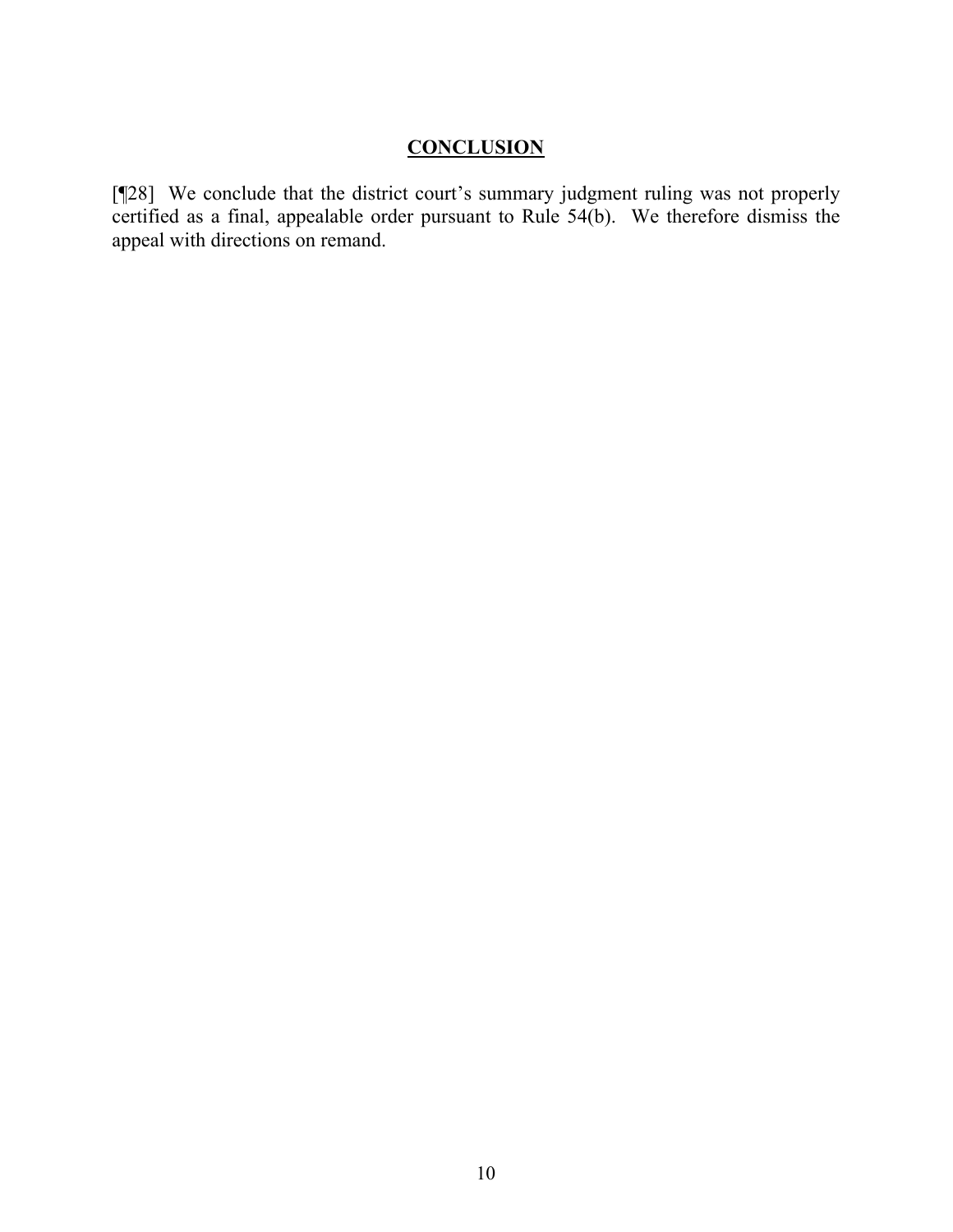## **CONCLUSION**

[¶28] We conclude that the district court's summary judgment ruling was not properly certified as a final, appealable order pursuant to Rule 54(b). We therefore dismiss the appeal with directions on remand.